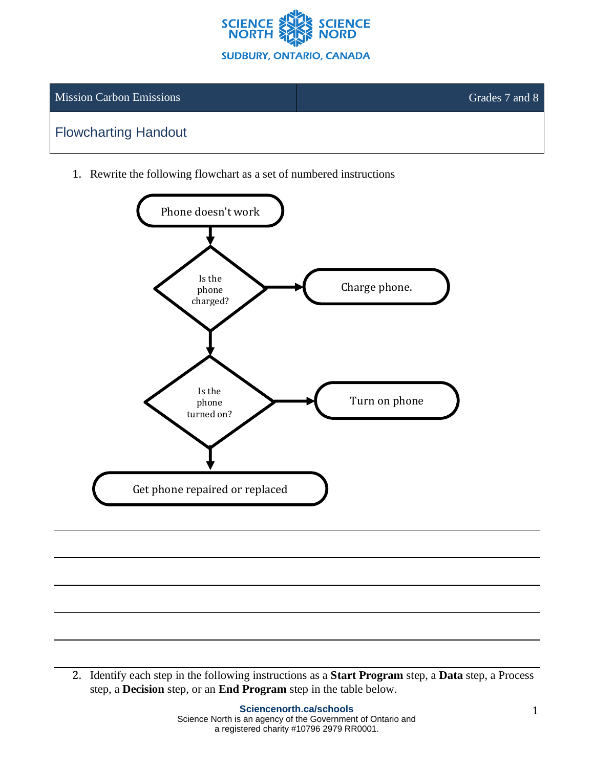| Mission Carbon Emissions | Grades 7 and 8 |
| --- | --- |

## Flowcharting Handout

1. Rewrite the following flowchart as a set of numbered instructions

Phone doesn't work

Is the phone charged?

Charge phone.

Is the phone turned on?

Turn on phone

Get phone repaired or replaced

2. Identify each step in the following instructions as a **Start Program** step, a **Data** step, a Process step, a **Decision** step, or an **End Program** step in the table below.

**Sciencenorth.ca/schools**
Science North is an agency of the Government of Ontario and a registered charity #10796 2979 RR0001.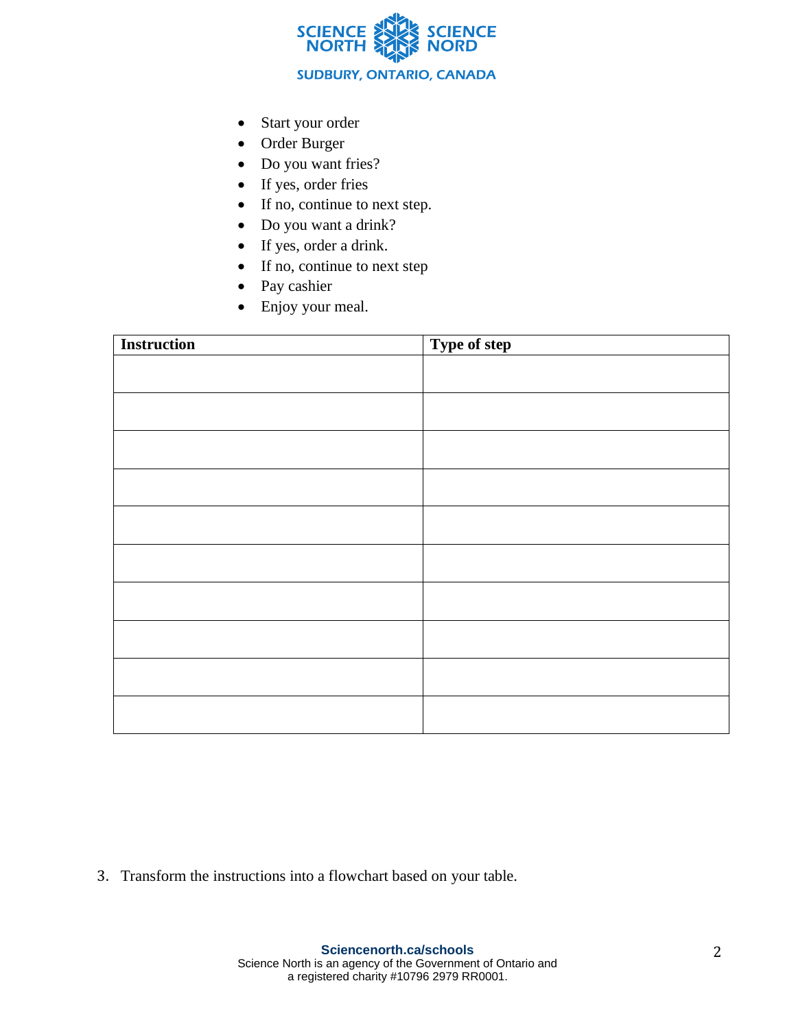- Start your order
- Order Burger
- Do you want fries?
- If yes, order fries
- If no, continue to next step.
- Do you want a drink?
- If yes, order a drink.
- If no, continue to next step
- Pay cashier
- Enjoy your meal.

| **Instruction** | **Type of step** |
| --- | --- |
| | |
| | |
| | |
| | |
| | |
| | |
| | |
| | |
| | |
| | |

3. Transform the instructions into a flowchart based on your table.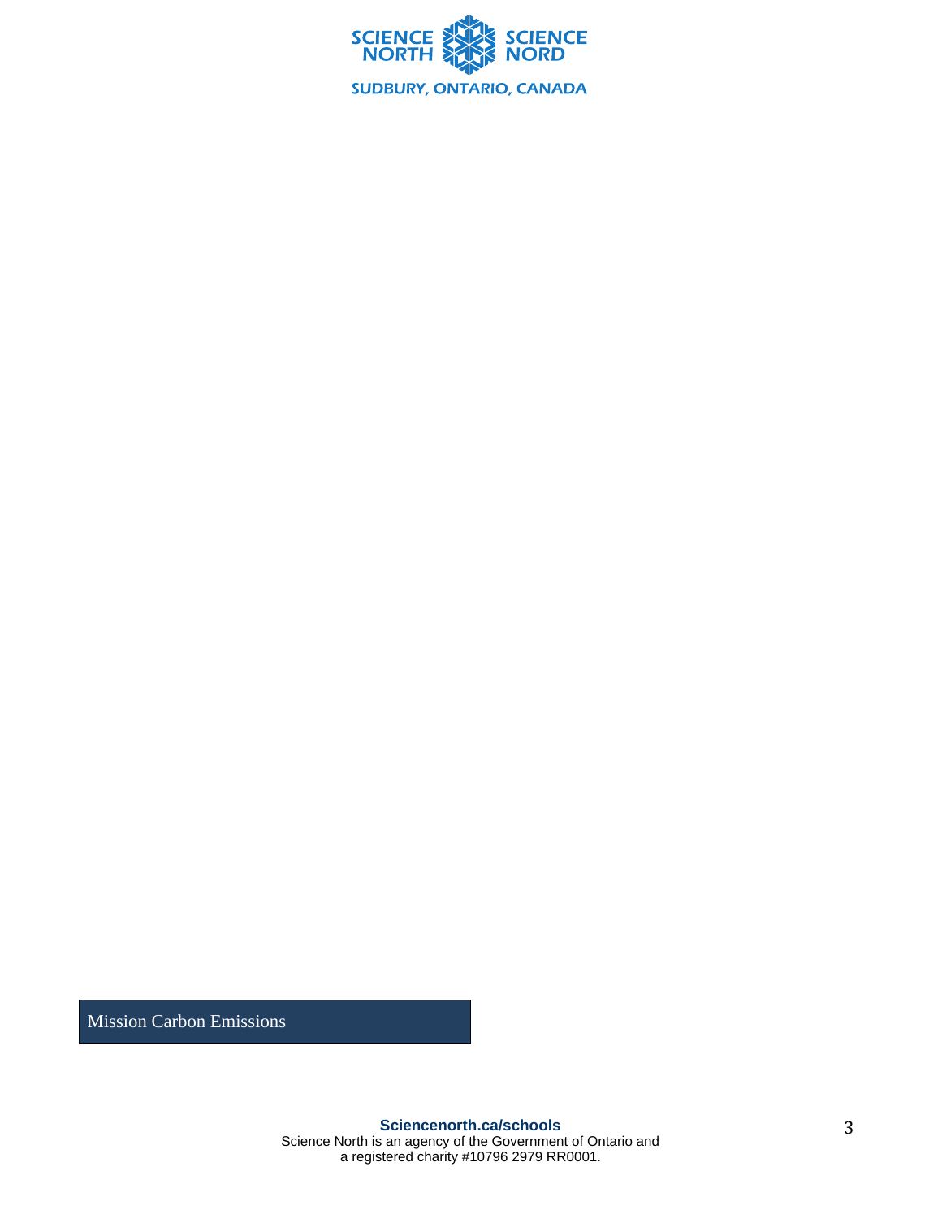Mission Carbon Emissions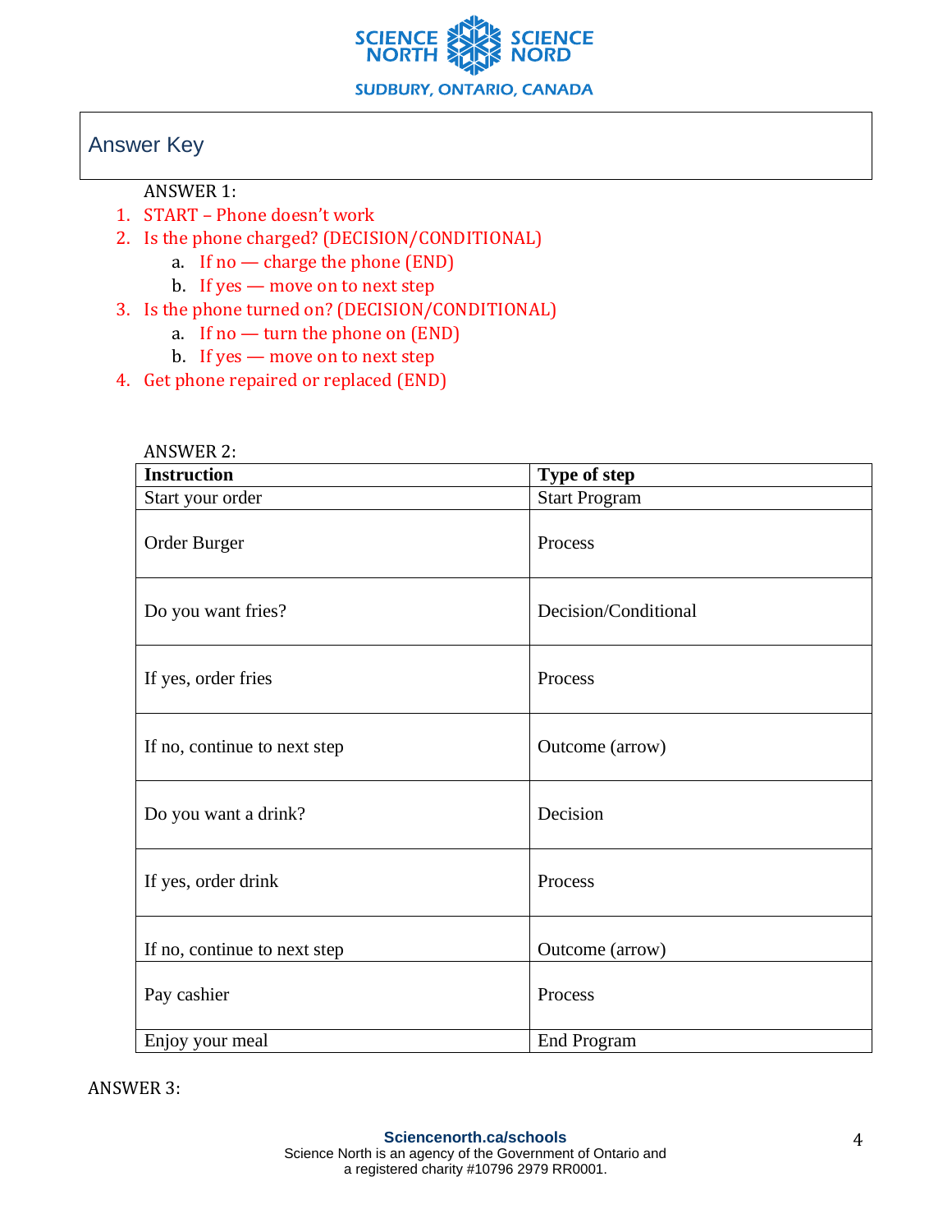## Answer Key

ANSWER 1:

1. START – Phone doesn't work
2. Is the phone charged? (DECISION/CONDITIONAL)
    a. If no — charge the phone (END)
    b. If yes — move on to next step
3. Is the phone turned on? (DECISION/CONDITIONAL)
    a. If no — turn the phone on (END)
    b. If yes — move on to next step
4. Get phone repaired or replaced (END)

ANSWER 2:

| Instruction | Type of step |
|---|---|
| Start your order | Start Program |
| Order Burger | Process |
| Do you want fries? | Decision/Conditional |
| If yes, order fries | Process |
| If no, continue to next step | Outcome (arrow) |
| Do you want a drink? | Decision |
| If yes, order drink | Process |
| If no, continue to next step | Outcome (arrow) |
| Pay cashier | Process |
| Enjoy your meal | End Program |

ANSWER 3: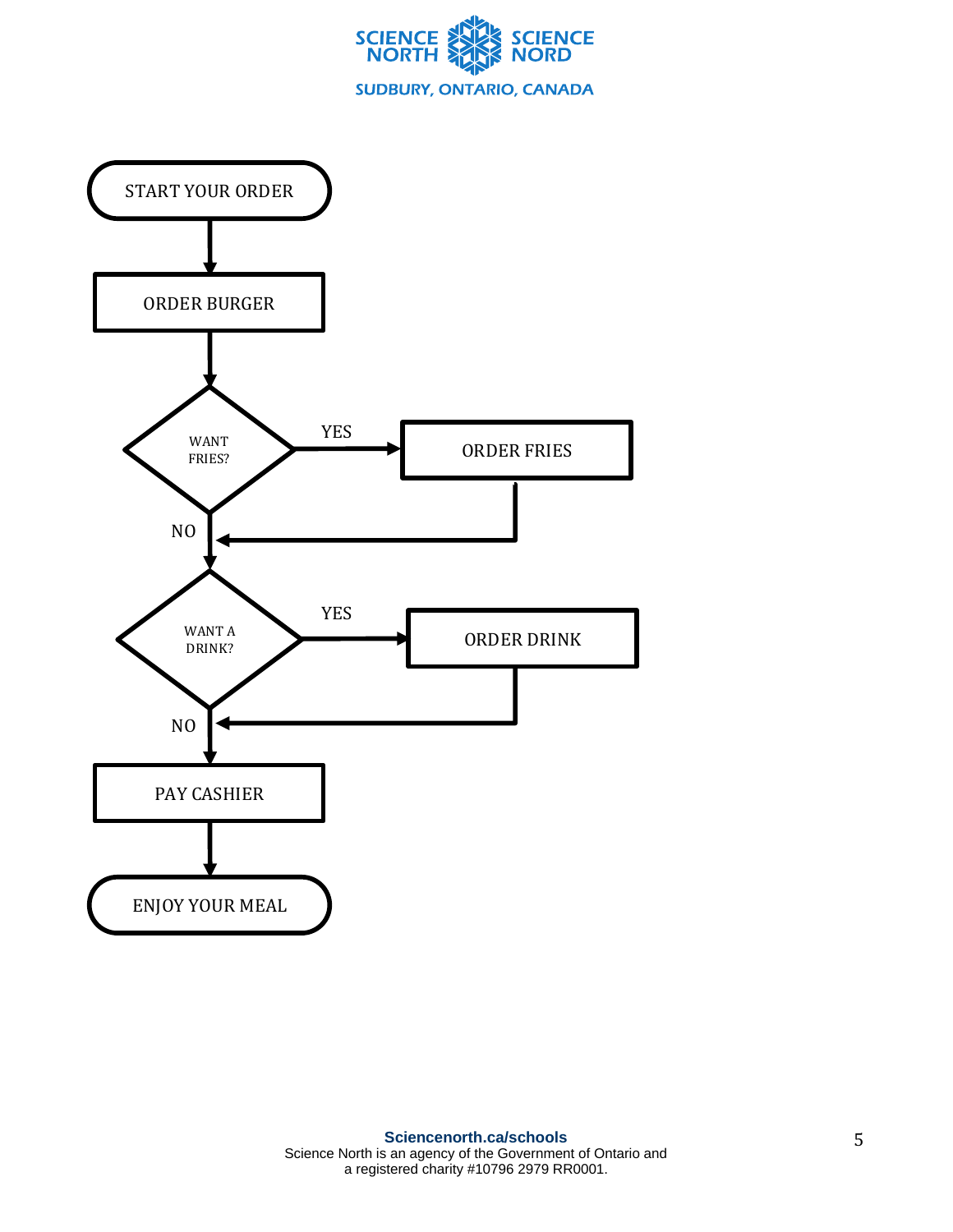START YOUR ORDER

ORDER BURGER

WANT FRIES?

YES

ORDER FRIES

NO

WANT A DRINK?

YES

ORDER DRINK

NO

PAY CASHIER

ENJOY YOUR MEAL